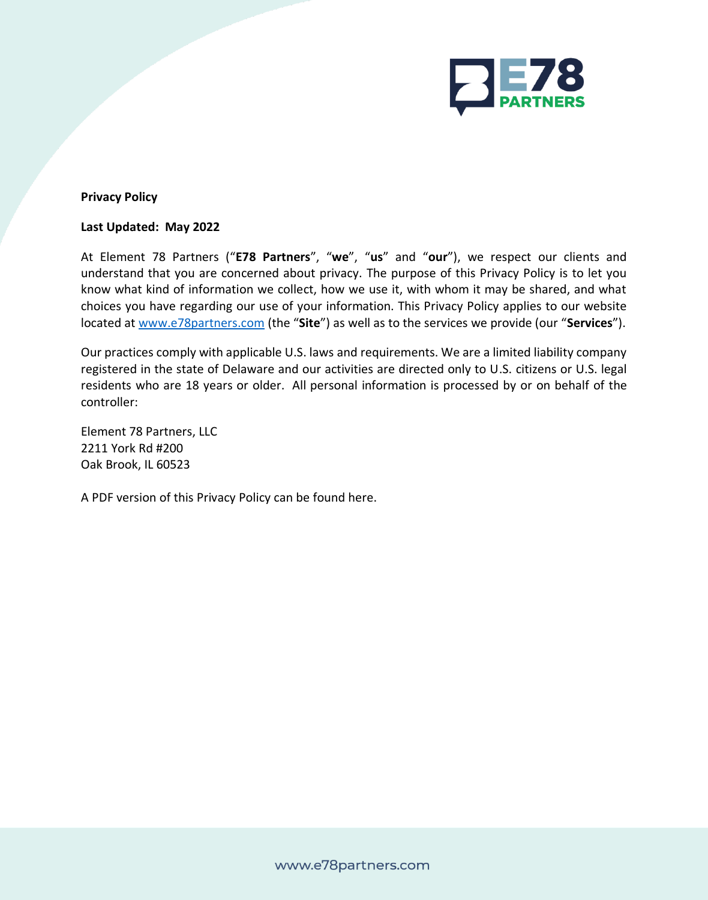# Privacy Policy

**Last Updated: May 2022**

At Element 78 Partners ("**E78 Partners**", "**we**", "**us**" and "**our**"), we respect our clients and understand that you are concerned about privacy. The purpose of this Privacy Policy is to let you know what kind of information we collect, how we use it, with whom it may be shared, and what choices you have regarding our use of your information. This Privacy Policy applies to our website located at www.e78partners.com (the "**Site**") as well as to the services we provide (our "**Services**").

Our practices comply with applicable U.S. laws and requirements. We are a limited liability company registered in the state of Delaware and our activities are directed only to U.S. citizens or U.S. legal residents who are 18 years or older. All personal information is processed by or on behalf of the controller:

Element 78 Partners, LLC
2211 York Rd #200
Oak Brook, IL 60523

A PDF version of this Privacy Policy can be found here.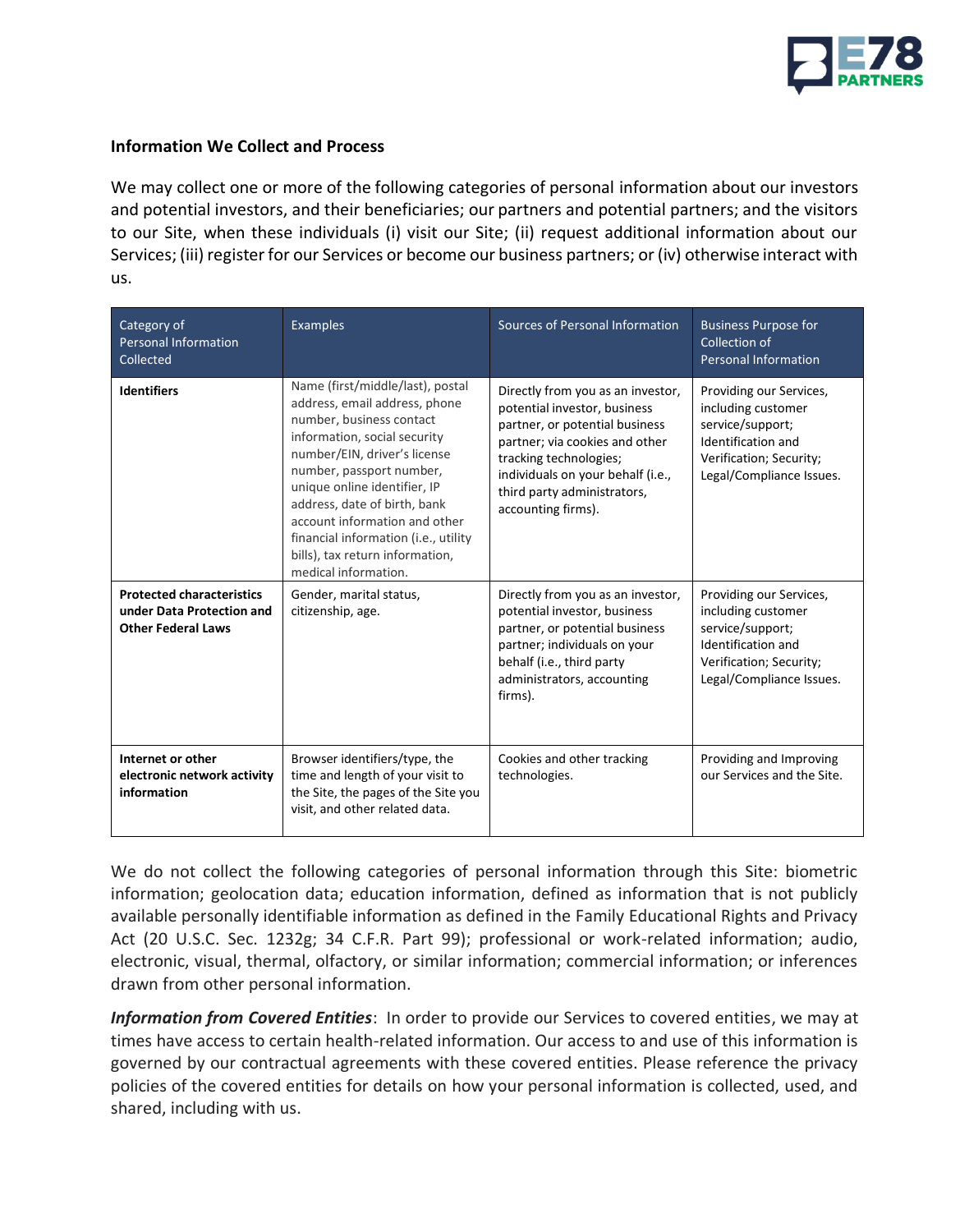**Information We Collect and Process**

We may collect one or more of the following categories of personal information about our investors and potential investors, and their beneficiaries; our partners and potential partners; and the visitors to our Site, when these individuals (i) visit our Site; (ii) request additional information about our Services; (iii) register for our Services or become our business partners; or (iv) otherwise interact with us.

| Category of Personal Information Collected | Examples | Sources of Personal Information | Business Purpose for Collection of Personal Information |
|---|---|---|---|
| **Identifiers** | Name (first/middle/last), postal address, email address, phone number, business contact information, social security number/EIN, driver's license number, passport number, unique online identifier, IP address, date of birth, bank account information and other financial information (i.e., utility bills), tax return information, medical information. | Directly from you as an investor, potential investor, business partner, or potential business partner; via cookies and other tracking technologies; individuals on your behalf (i.e., third party administrators, accounting firms). | Providing our Services, including customer service/support; Identification and Verification; Security; Legal/Compliance Issues. |
| **Protected characteristics under Data Protection and Other Federal Laws** | Gender, marital status, citizenship, age. | Directly from you as an investor, potential investor, business partner, or potential business partner; individuals on your behalf (i.e., third party administrators, accounting firms). | Providing our Services, including customer service/support; Identification and Verification; Security; Legal/Compliance Issues. |
| **Internet or other electronic network activity information** | Browser identifiers/type, the time and length of your visit to the Site, the pages of the Site you visit, and other related data. | Cookies and other tracking technologies. | Providing and Improving our Services and the Site. |

We do not collect the following categories of personal information through this Site: biometric information; geolocation data; education information, defined as information that is not publicly available personally identifiable information as defined in the Family Educational Rights and Privacy Act (20 U.S.C. Sec. 1232g; 34 C.F.R. Part 99); professional or work-related information; audio, electronic, visual, thermal, olfactory, or similar information; commercial information; or inferences drawn from other personal information.

***Information from Covered Entities***: In order to provide our Services to covered entities, we may at times have access to certain health-related information. Our access to and use of this information is governed by our contractual agreements with these covered entities. Please reference the privacy policies of the covered entities for details on how your personal information is collected, used, and shared, including with us.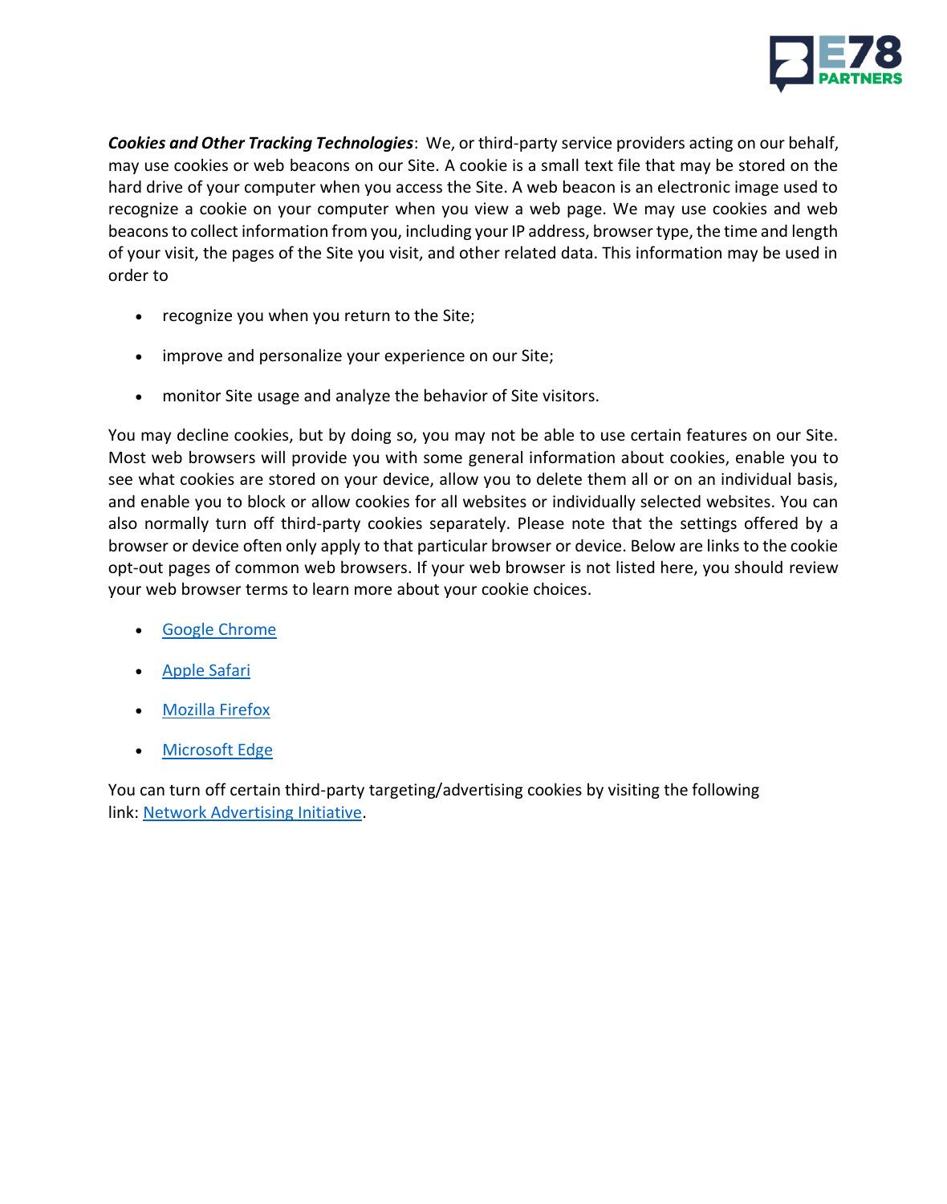***Cookies and Other Tracking Technologies***: We, or third-party service providers acting on our behalf, may use cookies or web beacons on our Site. A cookie is a small text file that may be stored on the hard drive of your computer when you access the Site. A web beacon is an electronic image used to recognize a cookie on your computer when you view a web page. We may use cookies and web beacons to collect information from you, including your IP address, browser type, the time and length of your visit, the pages of the Site you visit, and other related data. This information may be used in order to

- recognize you when you return to the Site;
- improve and personalize your experience on our Site;
- monitor Site usage and analyze the behavior of Site visitors.

You may decline cookies, but by doing so, you may not be able to use certain features on our Site. Most web browsers will provide you with some general information about cookies, enable you to see what cookies are stored on your device, allow you to delete them all or on an individual basis, and enable you to block or allow cookies for all websites or individually selected websites. You can also normally turn off third-party cookies separately. Please note that the settings offered by a browser or device often only apply to that particular browser or device. Below are links to the cookie opt-out pages of common web browsers. If your web browser is not listed here, you should review your web browser terms to learn more about your cookie choices.

- Google Chrome
- Apple Safari
- Mozilla Firefox
- Microsoft Edge

You can turn off certain third-party targeting/advertising cookies by visiting the following link: Network Advertising Initiative.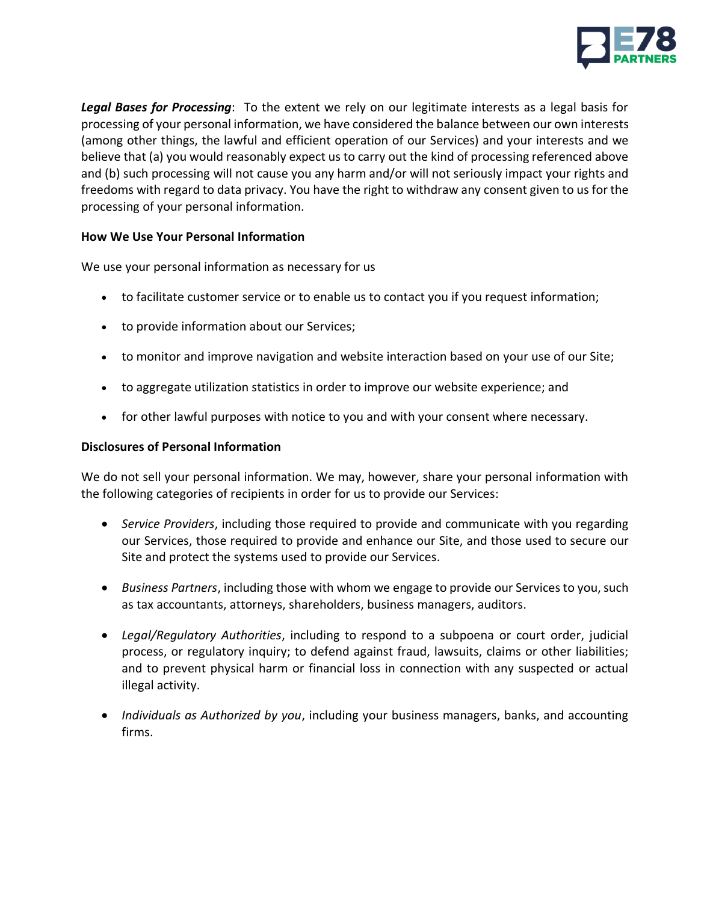***Legal Bases for Processing***: To the extent we rely on our legitimate interests as a legal basis for processing of your personal information, we have considered the balance between our own interests (among other things, the lawful and efficient operation of our Services) and your interests and we believe that (a) you would reasonably expect us to carry out the kind of processing referenced above and (b) such processing will not cause you any harm and/or will not seriously impact your rights and freedoms with regard to data privacy. You have the right to withdraw any consent given to us for the processing of your personal information.

**How We Use Your Personal Information**

We use your personal information as necessary for us

- to facilitate customer service or to enable us to contact you if you request information;
- to provide information about our Services;
- to monitor and improve navigation and website interaction based on your use of our Site;
- to aggregate utilization statistics in order to improve our website experience; and
- for other lawful purposes with notice to you and with your consent where necessary.

**Disclosures of Personal Information**

We do not sell your personal information. We may, however, share your personal information with the following categories of recipients in order for us to provide our Services:

- *Service Providers*, including those required to provide and communicate with you regarding our Services, those required to provide and enhance our Site, and those used to secure our Site and protect the systems used to provide our Services.
- *Business Partners*, including those with whom we engage to provide our Services to you, such as tax accountants, attorneys, shareholders, business managers, auditors.
- *Legal/Regulatory Authorities*, including to respond to a subpoena or court order, judicial process, or regulatory inquiry; to defend against fraud, lawsuits, claims or other liabilities; and to prevent physical harm or financial loss in connection with any suspected or actual illegal activity.
- *Individuals as Authorized by you*, including your business managers, banks, and accounting firms.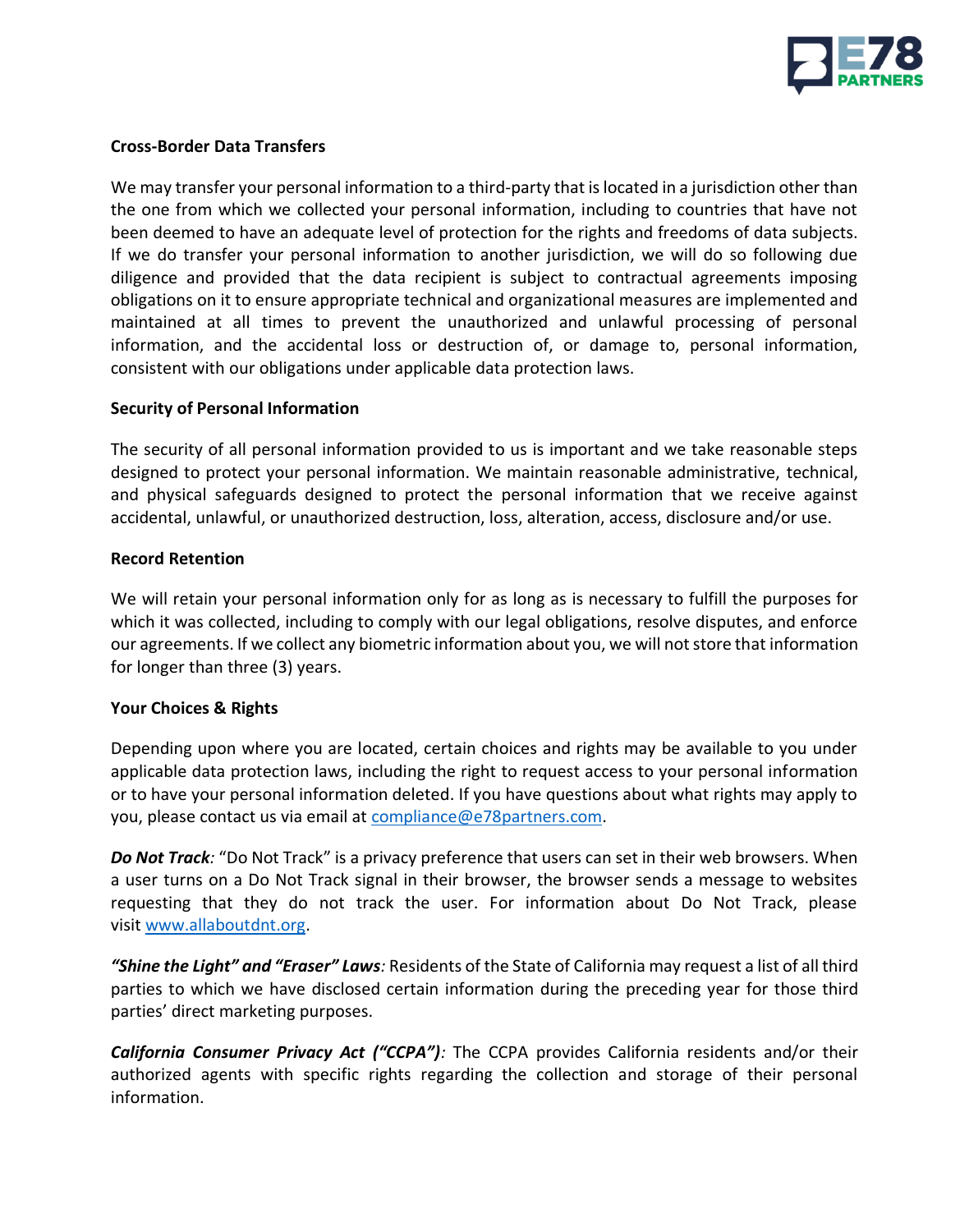**Cross-Border Data Transfers**

We may transfer your personal information to a third-party that is located in a jurisdiction other than the one from which we collected your personal information, including to countries that have not been deemed to have an adequate level of protection for the rights and freedoms of data subjects. If we do transfer your personal information to another jurisdiction, we will do so following due diligence and provided that the data recipient is subject to contractual agreements imposing obligations on it to ensure appropriate technical and organizational measures are implemented and maintained at all times to prevent the unauthorized and unlawful processing of personal information, and the accidental loss or destruction of, or damage to, personal information, consistent with our obligations under applicable data protection laws.

**Security of Personal Information**

The security of all personal information provided to us is important and we take reasonable steps designed to protect your personal information. We maintain reasonable administrative, technical, and physical safeguards designed to protect the personal information that we receive against accidental, unlawful, or unauthorized destruction, loss, alteration, access, disclosure and/or use.

**Record Retention**

We will retain your personal information only for as long as is necessary to fulfill the purposes for which it was collected, including to comply with our legal obligations, resolve disputes, and enforce our agreements. If we collect any biometric information about you, we will not store that information for longer than three (3) years.

**Your Choices & Rights**

Depending upon where you are located, certain choices and rights may be available to you under applicable data protection laws, including the right to request access to your personal information or to have your personal information deleted. If you have questions about what rights may apply to you, please contact us via email at compliance@e78partners.com.

***Do Not Track****:* "Do Not Track" is a privacy preference that users can set in their web browsers. When a user turns on a Do Not Track signal in their browser, the browser sends a message to websites requesting that they do not track the user. For information about Do Not Track, please visit www.allaboutdnt.org.

***"Shine the Light" and "Eraser" Laws****:* Residents of the State of California may request a list of all third parties to which we have disclosed certain information during the preceding year for those third parties' direct marketing purposes.

***California Consumer Privacy Act ("CCPA")****:* The CCPA provides California residents and/or their authorized agents with specific rights regarding the collection and storage of their personal information.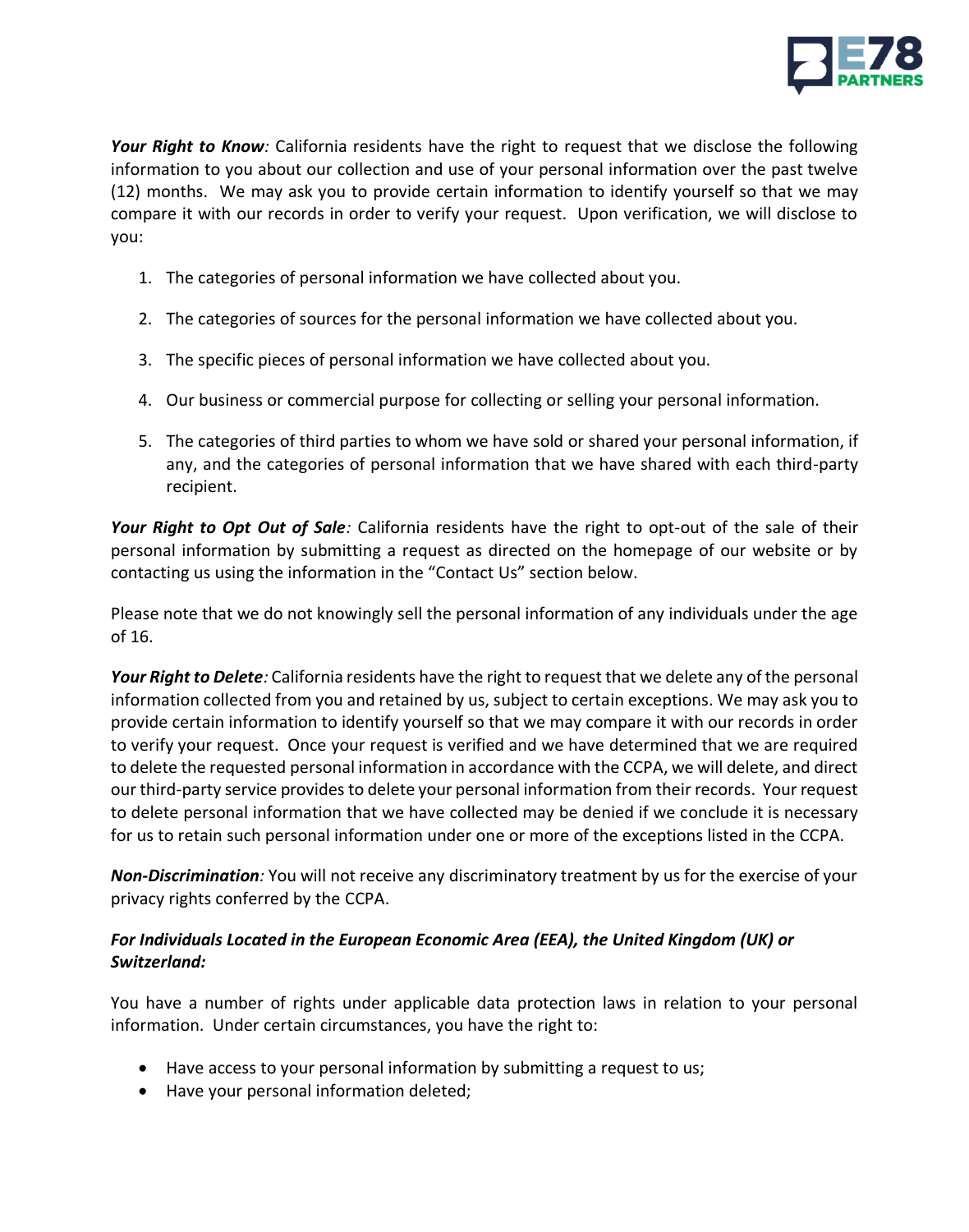***Your Right to Know**:* California residents have the right to request that we disclose the following information to you about our collection and use of your personal information over the past twelve (12) months. We may ask you to provide certain information to identify yourself so that we may compare it with our records in order to verify your request. Upon verification, we will disclose to you:

1. The categories of personal information we have collected about you.

2. The categories of sources for the personal information we have collected about you.

3. The specific pieces of personal information we have collected about you.

4. Our business or commercial purpose for collecting or selling your personal information.

5. The categories of third parties to whom we have sold or shared your personal information, if any, and the categories of personal information that we have shared with each third-party recipient.

***Your Right to Opt Out of Sale**:* California residents have the right to opt-out of the sale of their personal information by submitting a request as directed on the homepage of our website or by contacting us using the information in the "Contact Us" section below.

Please note that we do not knowingly sell the personal information of any individuals under the age of 16.

***Your Right to Delete**:* California residents have the right to request that we delete any of the personal information collected from you and retained by us, subject to certain exceptions. We may ask you to provide certain information to identify yourself so that we may compare it with our records in order to verify your request. Once your request is verified and we have determined that we are required to delete the requested personal information in accordance with the CCPA, we will delete, and direct our third-party service provides to delete your personal information from their records. Your request to delete personal information that we have collected may be denied if we conclude it is necessary for us to retain such personal information under one or more of the exceptions listed in the CCPA.

***Non-Discrimination**:* You will not receive any discriminatory treatment by us for the exercise of your privacy rights conferred by the CCPA.

***For Individuals Located in the European Economic Area (EEA), the United Kingdom (UK) or Switzerland:***

You have a number of rights under applicable data protection laws in relation to your personal information. Under certain circumstances, you have the right to:

- Have access to your personal information by submitting a request to us;
- Have your personal information deleted;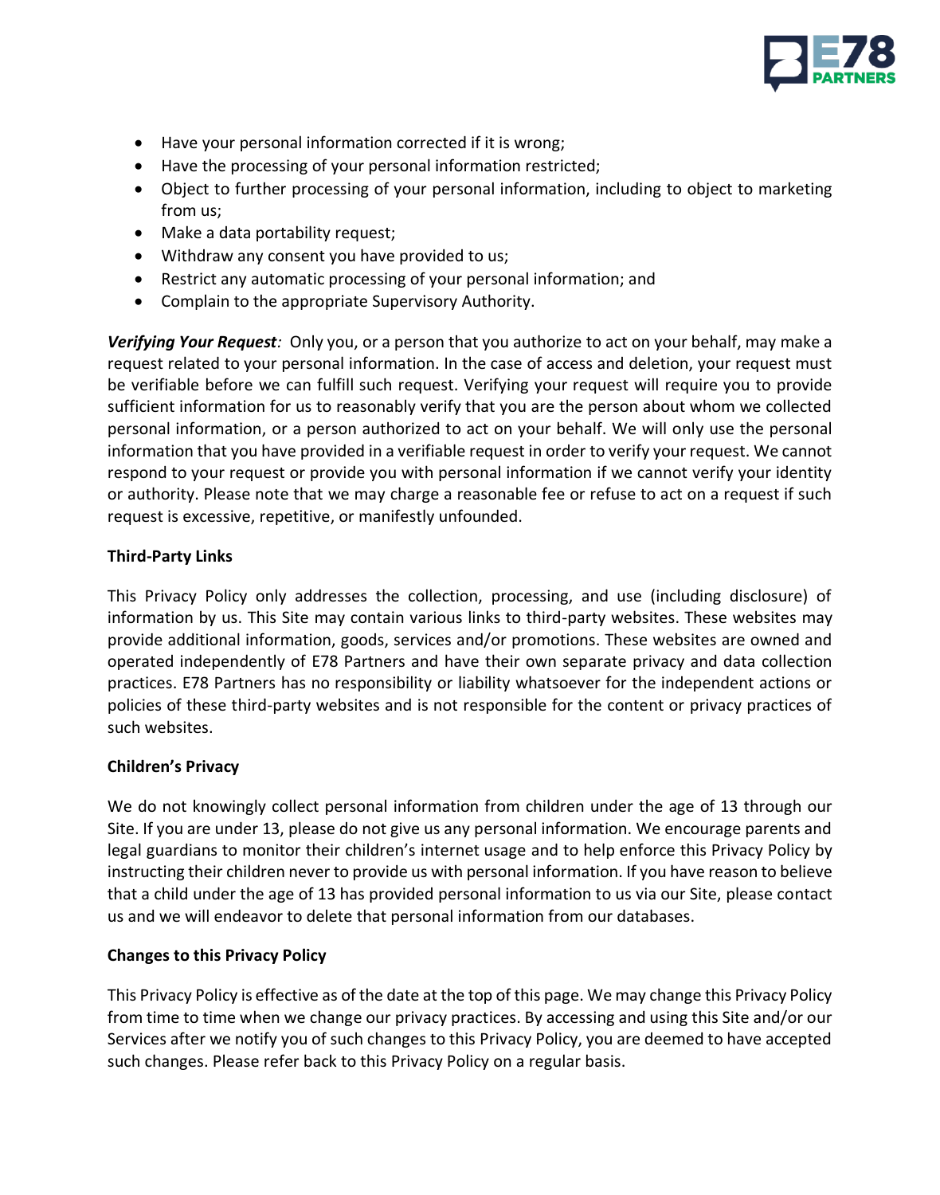- Have your personal information corrected if it is wrong;
- Have the processing of your personal information restricted;
- Object to further processing of your personal information, including to object to marketing from us;
- Make a data portability request;
- Withdraw any consent you have provided to us;
- Restrict any automatic processing of your personal information; and
- Complain to the appropriate Supervisory Authority.

***Verifying Your Request****:* Only you, or a person that you authorize to act on your behalf, may make a request related to your personal information. In the case of access and deletion, your request must be verifiable before we can fulfill such request. Verifying your request will require you to provide sufficient information for us to reasonably verify that you are the person about whom we collected personal information, or a person authorized to act on your behalf. We will only use the personal information that you have provided in a verifiable request in order to verify your request. We cannot respond to your request or provide you with personal information if we cannot verify your identity or authority. Please note that we may charge a reasonable fee or refuse to act on a request if such request is excessive, repetitive, or manifestly unfounded.

**Third-Party Links**

This Privacy Policy only addresses the collection, processing, and use (including disclosure) of information by us. This Site may contain various links to third-party websites. These websites may provide additional information, goods, services and/or promotions. These websites are owned and operated independently of E78 Partners and have their own separate privacy and data collection practices. E78 Partners has no responsibility or liability whatsoever for the independent actions or policies of these third-party websites and is not responsible for the content or privacy practices of such websites.

**Children's Privacy**

We do not knowingly collect personal information from children under the age of 13 through our Site. If you are under 13, please do not give us any personal information. We encourage parents and legal guardians to monitor their children's internet usage and to help enforce this Privacy Policy by instructing their children never to provide us with personal information. If you have reason to believe that a child under the age of 13 has provided personal information to us via our Site, please contact us and we will endeavor to delete that personal information from our databases.

**Changes to this Privacy Policy**

This Privacy Policy is effective as of the date at the top of this page. We may change this Privacy Policy from time to time when we change our privacy practices. By accessing and using this Site and/or our Services after we notify you of such changes to this Privacy Policy, you are deemed to have accepted such changes. Please refer back to this Privacy Policy on a regular basis.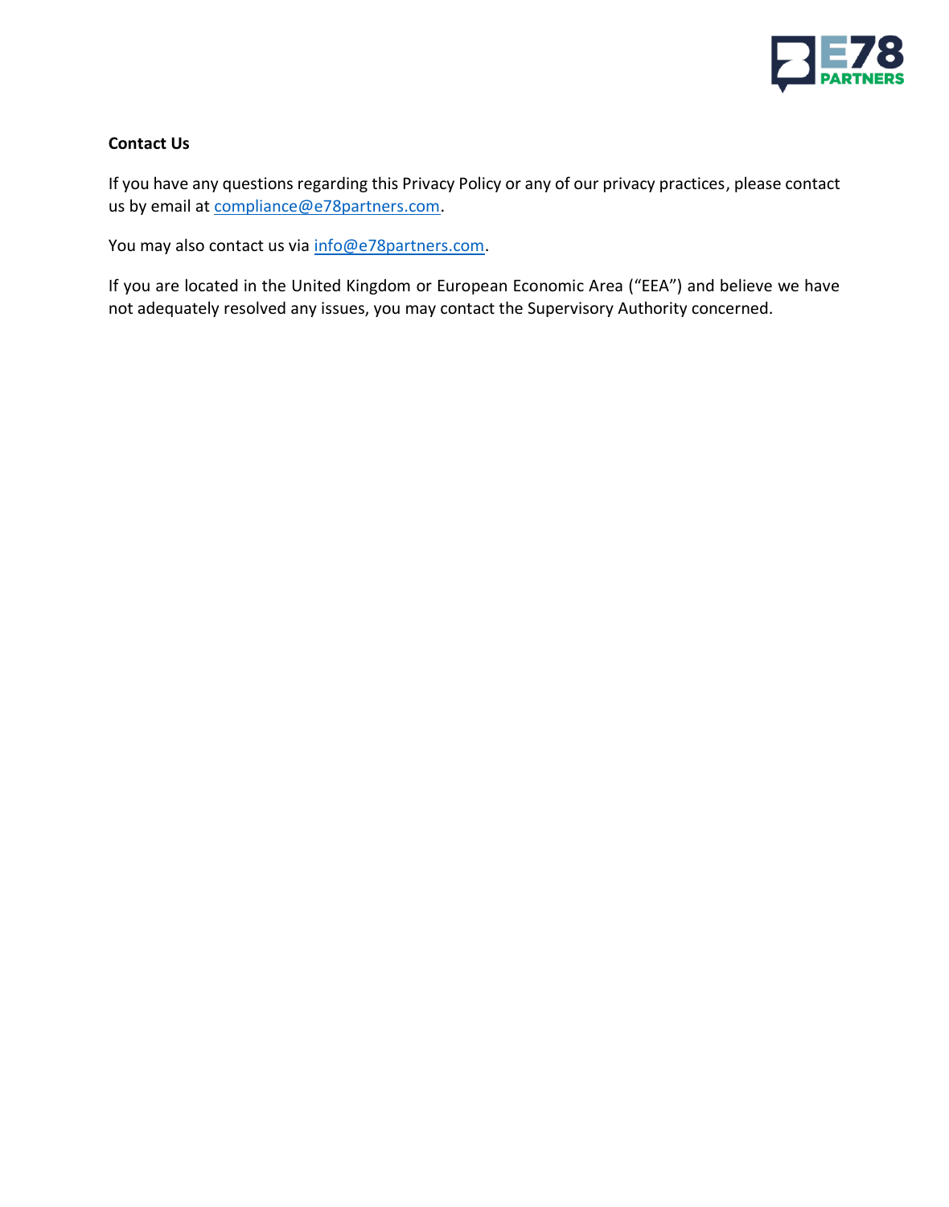**Contact Us**

If you have any questions regarding this Privacy Policy or any of our privacy practices, please contact us by email at compliance@e78partners.com.

You may also contact us via info@e78partners.com.

If you are located in the United Kingdom or European Economic Area ("EEA") and believe we have not adequately resolved any issues, you may contact the Supervisory Authority concerned.